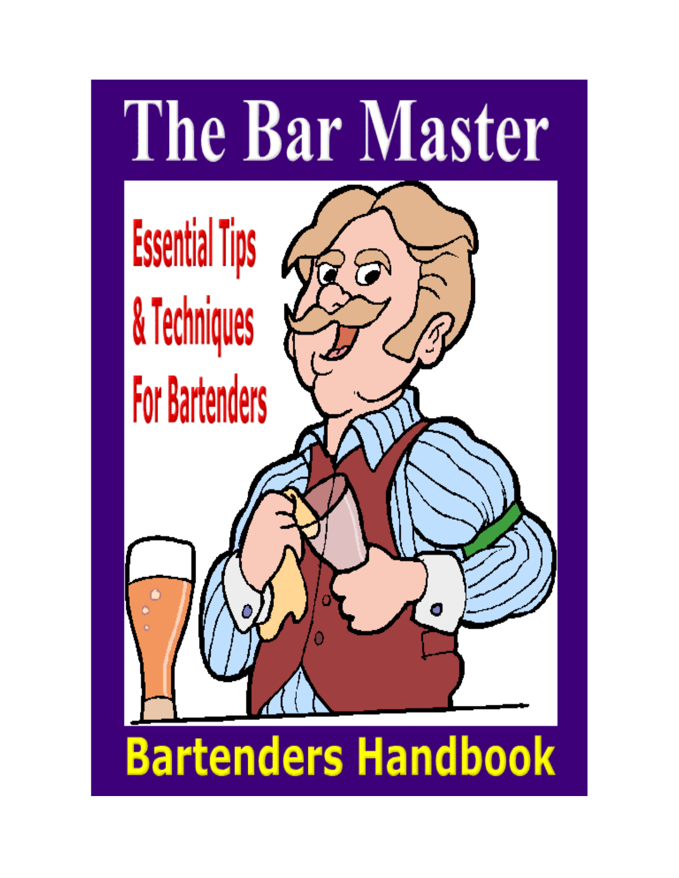# The Bar Master

Essential Tips & Techniques For Bartenders

## Bartenders Handbook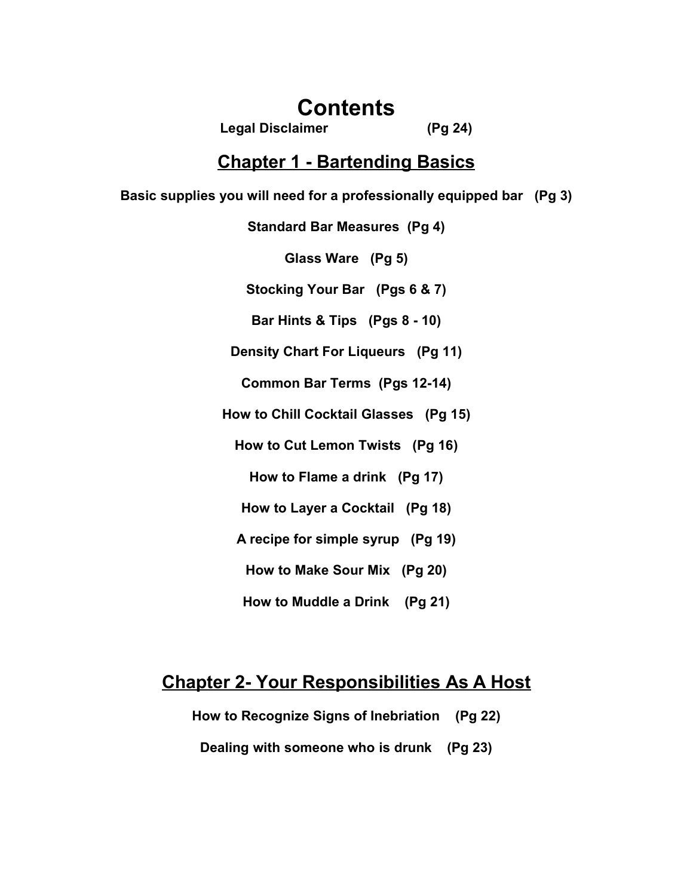# Contents

**Legal Disclaimer (Pg 24)**

## Chapter 1 - Bartending Basics

**Basic supplies you will need for a professionally equipped bar (Pg 3)**

**Standard Bar Measures (Pg 4)**

**Glass Ware (Pg 5)**

**Stocking Your Bar (Pgs 6 & 7)**

**Bar Hints & Tips (Pgs 8 - 10)**

**Density Chart For Liqueurs (Pg 11)**

**Common Bar Terms (Pgs 12-14)**

**How to Chill Cocktail Glasses (Pg 15)**

**How to Cut Lemon Twists (Pg 16)**

**How to Flame a drink (Pg 17)**

**How to Layer a Cocktail (Pg 18)**

**A recipe for simple syrup (Pg 19)**

**How to Make Sour Mix (Pg 20)**

**How to Muddle a Drink (Pg 21)**

## Chapter 2- Your Responsibilities As A Host

**How to Recognize Signs of Inebriation (Pg 22)**

**Dealing with someone who is drunk (Pg 23)**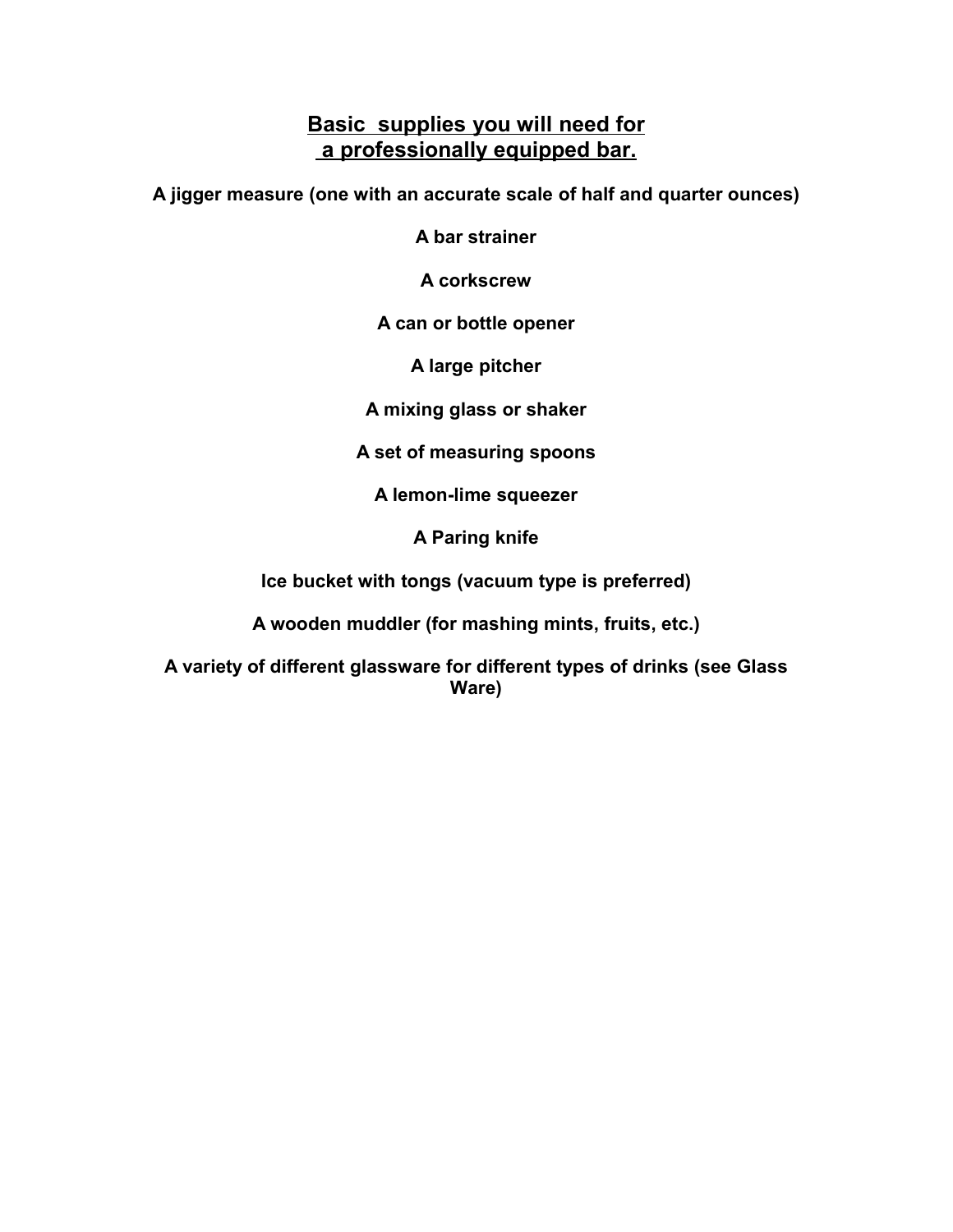## Basic supplies you will need for a professionally equipped bar.

**A jigger measure (one with an accurate scale of half and quarter ounces)**

**A bar strainer**

**A corkscrew**

**A can or bottle opener**

**A large pitcher**

**A mixing glass or shaker**

**A set of measuring spoons**

**A lemon-lime squeezer**

**A Paring knife**

**Ice bucket with tongs (vacuum type is preferred)**

**A wooden muddler (for mashing mints, fruits, etc.)**

**A variety of different glassware for different types of drinks (see Glass Ware)**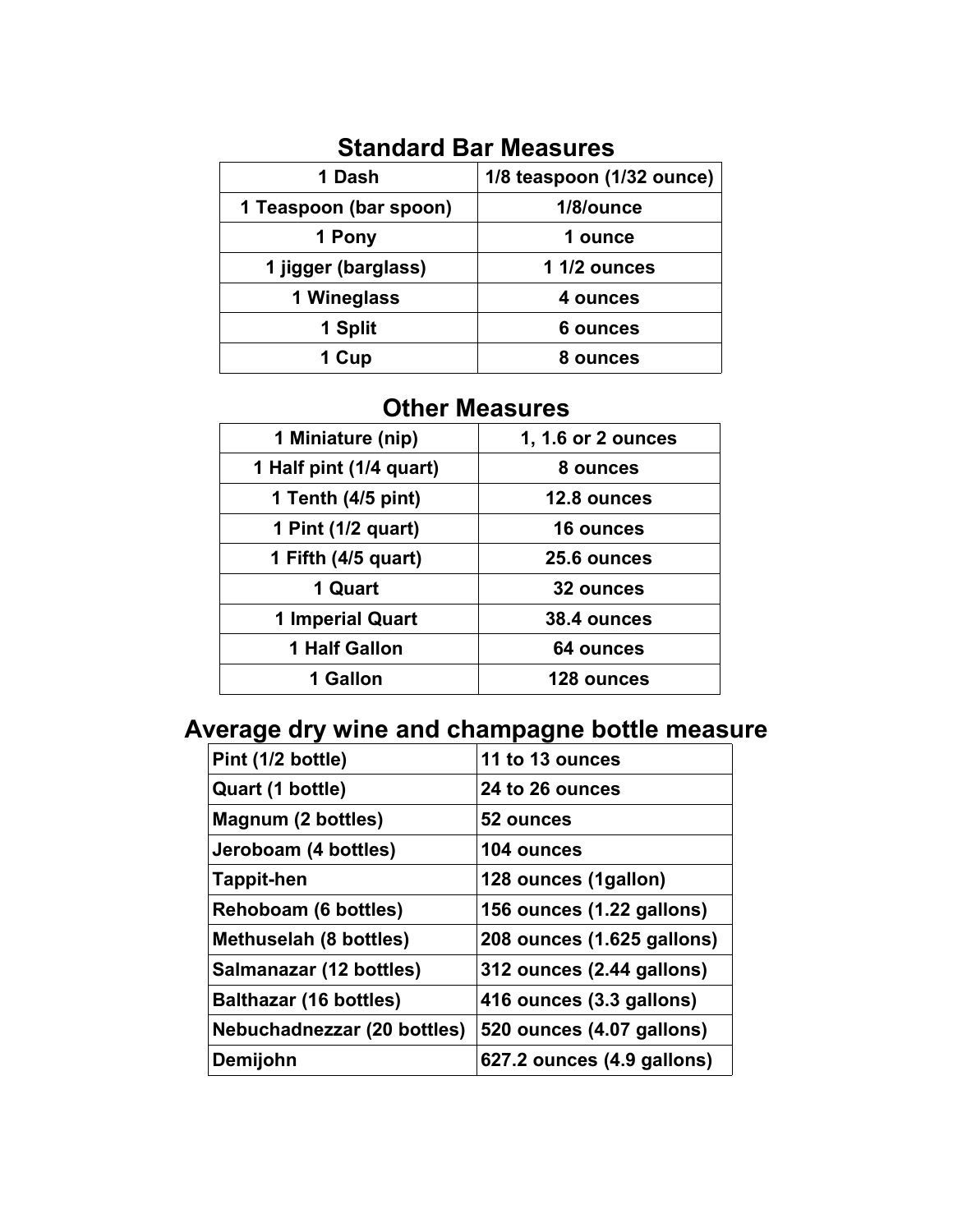## Standard Bar Measures

| 1 Dash | 1/8 teaspoon (1/32 ounce) |
|---|---|
| 1 Teaspoon (bar spoon) | 1/8/ounce |
| 1 Pony | 1 ounce |
| 1 jigger (barglass) | 1 1/2 ounces |
| 1 Wineglass | 4 ounces |
| 1 Split | 6 ounces |
| 1 Cup | 8 ounces |

## Other Measures

| 1 Miniature (nip) | 1, 1.6 or 2 ounces |
|---|---|
| 1 Half pint (1/4 quart) | 8 ounces |
| 1 Tenth (4/5 pint) | 12.8 ounces |
| 1 Pint (1/2 quart) | 16 ounces |
| 1 Fifth (4/5 quart) | 25.6 ounces |
| 1 Quart | 32 ounces |
| 1 Imperial Quart | 38.4 ounces |
| 1 Half Gallon | 64 ounces |
| 1 Gallon | 128 ounces |

## Average dry wine and champagne bottle measure

| Pint (1/2 bottle) | 11 to 13 ounces |
|---|---|
| Quart (1 bottle) | 24 to 26 ounces |
| Magnum (2 bottles) | 52 ounces |
| Jeroboam (4 bottles) | 104 ounces |
| Tappit-hen | 128 ounces (1gallon) |
| Rehoboam (6 bottles) | 156 ounces (1.22 gallons) |
| Methuselah (8 bottles) | 208 ounces (1.625 gallons) |
| Salmanazar (12 bottles) | 312 ounces (2.44 gallons) |
| Balthazar (16 bottles) | 416 ounces (3.3 gallons) |
| Nebuchadnezzar (20 bottles) | 520 ounces (4.07 gallons) |
| Demijohn | 627.2 ounces (4.9 gallons) |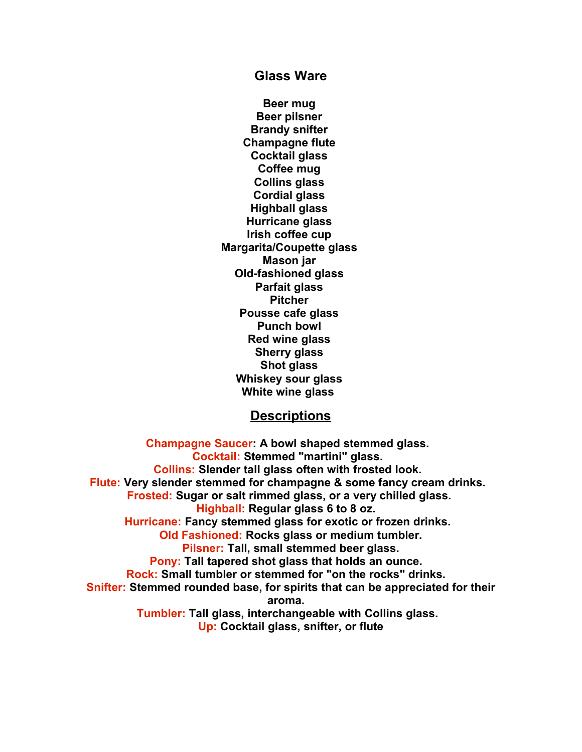## Glass Ware

**Beer mug**
**Beer pilsner**
**Brandy snifter**
**Champagne flute**
**Cocktail glass**
**Coffee mug**
**Collins glass**
**Cordial glass**
**Highball glass**
**Hurricane glass**
**Irish coffee cup**
**Margarita/Coupette glass**
**Mason jar**
**Old-fashioned glass**
**Parfait glass**
**Pitcher**
**Pousse cafe glass**
**Punch bowl**
**Red wine glass**
**Sherry glass**
**Shot glass**
**Whiskey sour glass**
**White wine glass**

## Descriptions

**Champagne Saucer: A bowl shaped stemmed glass.**
**Cocktail: Stemmed "martini" glass.**
**Collins: Slender tall glass often with frosted look.**
**Flute: Very slender stemmed for champagne & some fancy cream drinks.**
**Frosted: Sugar or salt rimmed glass, or a very chilled glass.**
**Highball: Regular glass 6 to 8 oz.**
**Hurricane: Fancy stemmed glass for exotic or frozen drinks.**
**Old Fashioned: Rocks glass or medium tumbler.**
**Pilsner: Tall, small stemmed beer glass.**
**Pony: Tall tapered shot glass that holds an ounce.**
**Rock: Small tumbler or stemmed for "on the rocks" drinks.**
**Snifter: Stemmed rounded base, for spirits that can be appreciated for their aroma.**
**Tumbler: Tall glass, interchangeable with Collins glass.**
**Up: Cocktail glass, snifter, or flute**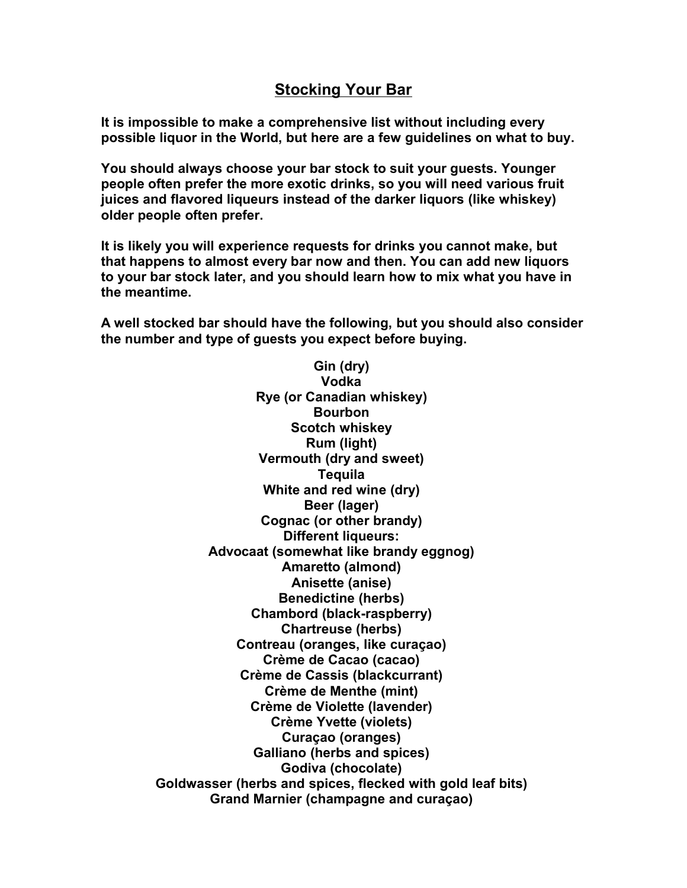## Stocking Your Bar

**It is impossible to make a comprehensive list without including every possible liquor in the World, but here are a few guidelines on what to buy.**

**You should always choose your bar stock to suit your guests. Younger people often prefer the more exotic drinks, so you will need various fruit juices and flavored liqueurs instead of the darker liquors (like whiskey) older people often prefer.**

**It is likely you will experience requests for drinks you cannot make, but that happens to almost every bar now and then. You can add new liquors to your bar stock later, and you should learn how to mix what you have in the meantime.**

**A well stocked bar should have the following, but you should also consider the number and type of guests you expect before buying.**

**Gin (dry)**
**Vodka**
**Rye (or Canadian whiskey)**
**Bourbon**
**Scotch whiskey**
**Rum (light)**
**Vermouth (dry and sweet)**
**Tequila**
**White and red wine (dry)**
**Beer (lager)**
**Cognac (or other brandy)**
**Different liqueurs:**
**Advocaat (somewhat like brandy eggnog)**
**Amaretto (almond)**
**Anisette (anise)**
**Benedictine (herbs)**
**Chambord (black-raspberry)**
**Chartreuse (herbs)**
**Contreau (oranges, like curaçao)**
**Crème de Cacao (cacao)**
**Crème de Cassis (blackcurrant)**
**Crème de Menthe (mint)**
**Crème de Violette (lavender)**
**Crème Yvette (violets)**
**Curaçao (oranges)**
**Galliano (herbs and spices)**
**Godiva (chocolate)**
**Goldwasser (herbs and spices, flecked with gold leaf bits)**
**Grand Marnier (champagne and curaçao)**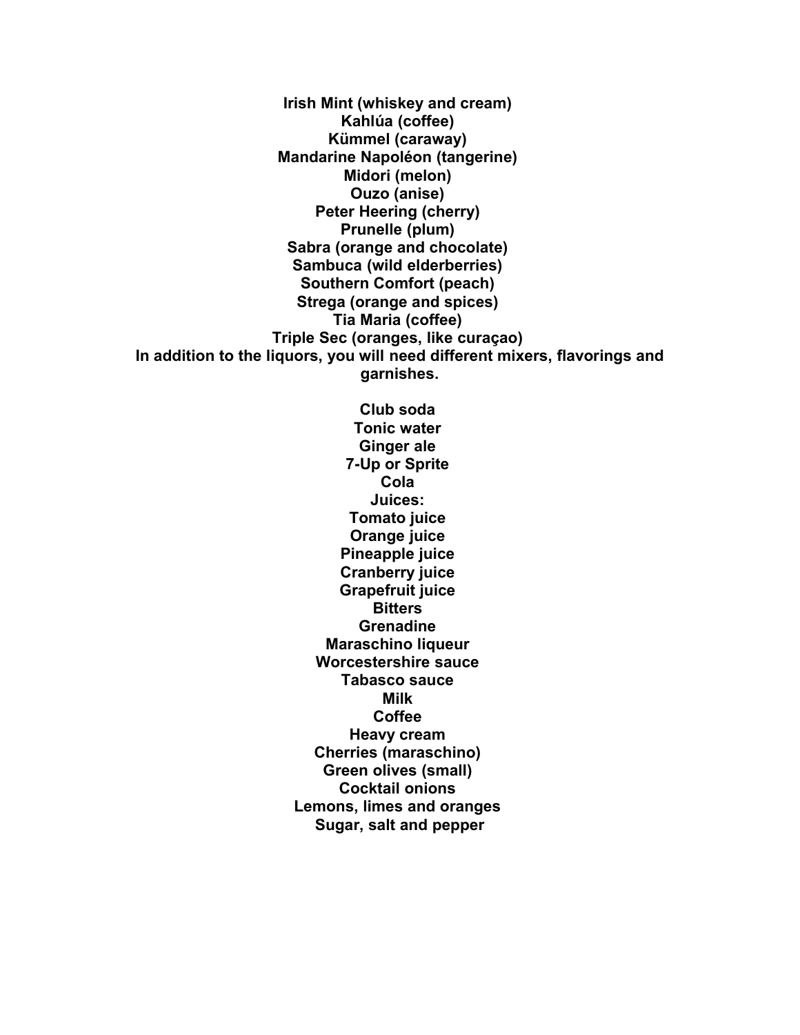**Irish Mint (whiskey and cream)**
**Kahlúa (coffee)**
**Kümmel (caraway)**
**Mandarine Napoléon (tangerine)**
**Midori (melon)**
**Ouzo (anise)**
**Peter Heering (cherry)**
**Prunelle (plum)**
**Sabra (orange and chocolate)**
**Sambuca (wild elderberries)**
**Southern Comfort (peach)**
**Strega (orange and spices)**
**Tia Maria (coffee)**
**Triple Sec (oranges, like curaçao)**

**In addition to the liquors, you will need different mixers, flavorings and garnishes.**

**Club soda**
**Tonic water**
**Ginger ale**
**7-Up or Sprite**
**Cola**
**Juices:**
**Tomato juice**
**Orange juice**
**Pineapple juice**
**Cranberry juice**
**Grapefruit juice**
**Bitters**
**Grenadine**
**Maraschino liqueur**
**Worcestershire sauce**
**Tabasco sauce**
**Milk**
**Coffee**
**Heavy cream**
**Cherries (maraschino)**
**Green olives (small)**
**Cocktail onions**
**Lemons, limes and oranges**
**Sugar, salt and pepper**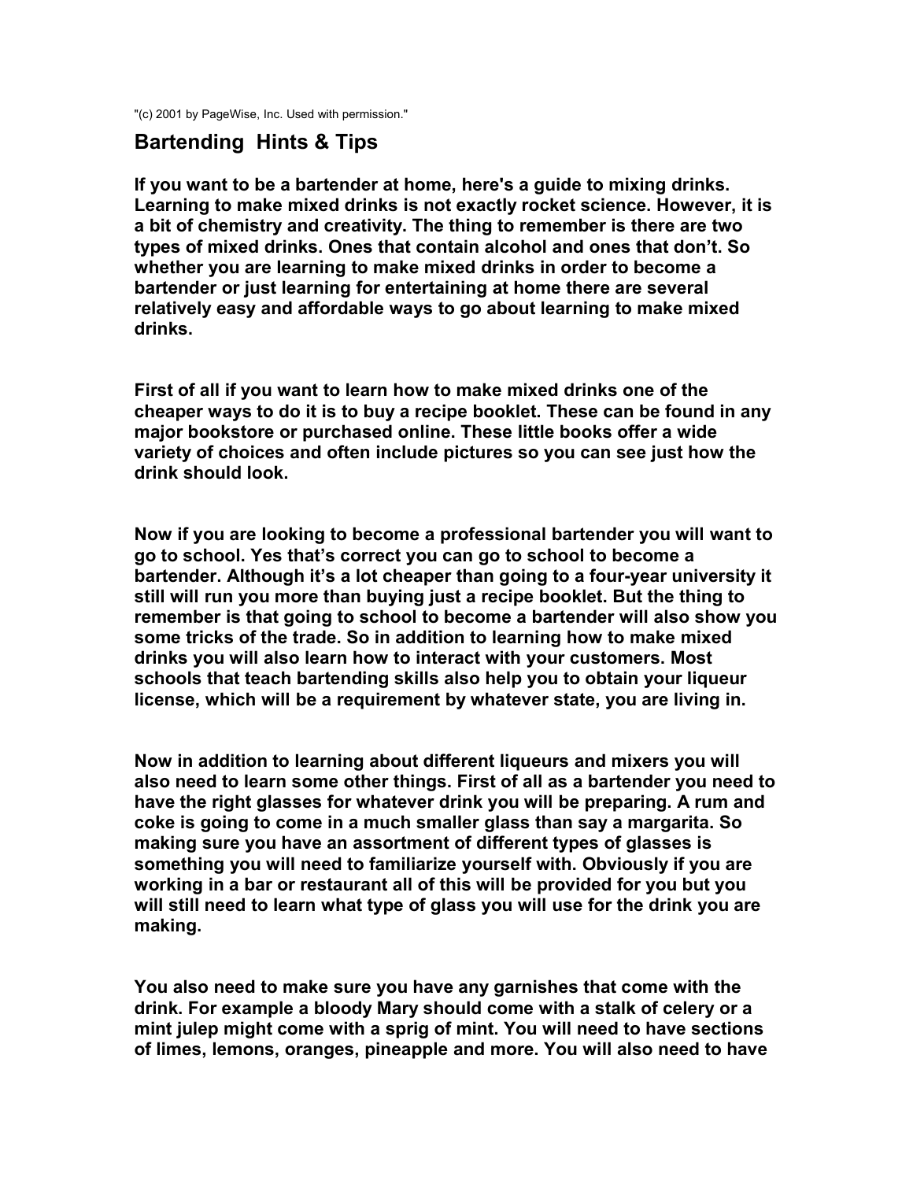"(c) 2001 by PageWise, Inc. Used with permission."

## Bartending Hints & Tips

**If you want to be a bartender at home, here's a guide to mixing drinks. Learning to make mixed drinks is not exactly rocket science. However, it is a bit of chemistry and creativity. The thing to remember is there are two types of mixed drinks. Ones that contain alcohol and ones that don't. So whether you are learning to make mixed drinks in order to become a bartender or just learning for entertaining at home there are several relatively easy and affordable ways to go about learning to make mixed drinks.**

**First of all if you want to learn how to make mixed drinks one of the cheaper ways to do it is to buy a recipe booklet. These can be found in any major bookstore or purchased online. These little books offer a wide variety of choices and often include pictures so you can see just how the drink should look.**

**Now if you are looking to become a professional bartender you will want to go to school. Yes that's correct you can go to school to become a bartender. Although it's a lot cheaper than going to a four-year university it still will run you more than buying just a recipe booklet. But the thing to remember is that going to school to become a bartender will also show you some tricks of the trade. So in addition to learning how to make mixed drinks you will also learn how to interact with your customers. Most schools that teach bartending skills also help you to obtain your liqueur license, which will be a requirement by whatever state, you are living in.**

**Now in addition to learning about different liqueurs and mixers you will also need to learn some other things. First of all as a bartender you need to have the right glasses for whatever drink you will be preparing. A rum and coke is going to come in a much smaller glass than say a margarita. So making sure you have an assortment of different types of glasses is something you will need to familiarize yourself with. Obviously if you are working in a bar or restaurant all of this will be provided for you but you will still need to learn what type of glass you will use for the drink you are making.**

**You also need to make sure you have any garnishes that come with the drink. For example a bloody Mary should come with a stalk of celery or a mint julep might come with a sprig of mint. You will need to have sections of limes, lemons, oranges, pineapple and more. You will also need to have**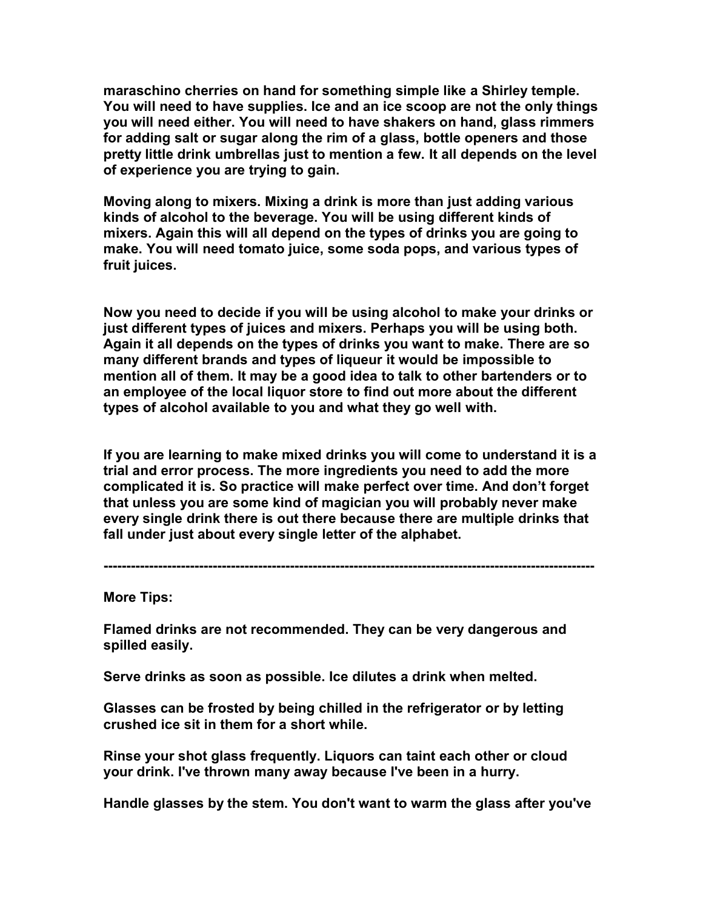maraschino cherries on hand for something simple like a Shirley temple. You will need to have supplies. Ice and an ice scoop are not the only things you will need either. You will need to have shakers on hand, glass rimmers for adding salt or sugar along the rim of a glass, bottle openers and those pretty little drink umbrellas just to mention a few. It all depends on the level of experience you are trying to gain.

Moving along to mixers. Mixing a drink is more than just adding various kinds of alcohol to the beverage. You will be using different kinds of mixers. Again this will all depend on the types of drinks you are going to make. You will need tomato juice, some soda pops, and various types of fruit juices.

Now you need to decide if you will be using alcohol to make your drinks or just different types of juices and mixers. Perhaps you will be using both. Again it all depends on the types of drinks you want to make. There are so many different brands and types of liqueur it would be impossible to mention all of them. It may be a good idea to talk to other bartenders or to an employee of the local liquor store to find out more about the different types of alcohol available to you and what they go well with.

If you are learning to make mixed drinks you will come to understand it is a trial and error process. The more ingredients you need to add the more complicated it is. So practice will make perfect over time. And don't forget that unless you are some kind of magician you will probably never make every single drink there is out there because there are multiple drinks that fall under just about every single letter of the alphabet.

---

More Tips:

Flamed drinks are not recommended. They can be very dangerous and spilled easily.

Serve drinks as soon as possible. Ice dilutes a drink when melted.

Glasses can be frosted by being chilled in the refrigerator or by letting crushed ice sit in them for a short while.

Rinse your shot glass frequently. Liquors can taint each other or cloud your drink. I've thrown many away because I've been in a hurry.

Handle glasses by the stem. You don't want to warm the glass after you've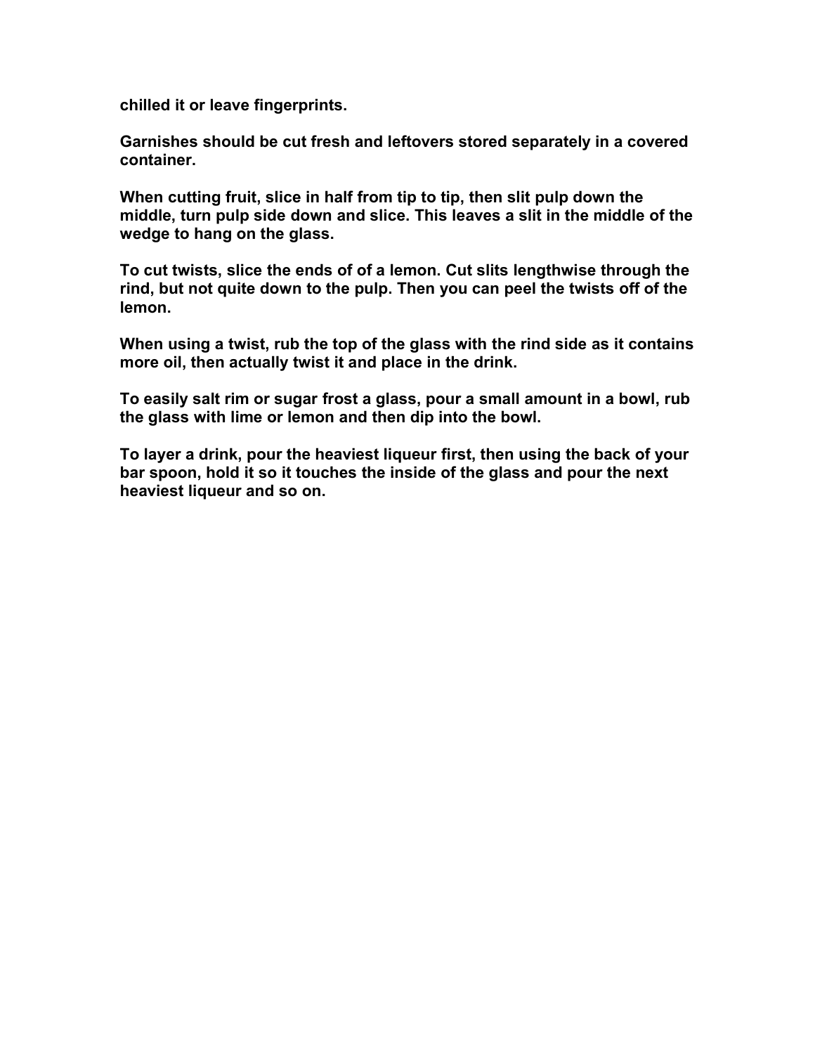**chilled it or leave fingerprints.**

**Garnishes should be cut fresh and leftovers stored separately in a covered container.**

**When cutting fruit, slice in half from tip to tip, then slit pulp down the middle, turn pulp side down and slice. This leaves a slit in the middle of the wedge to hang on the glass.**

**To cut twists, slice the ends of of a lemon. Cut slits lengthwise through the rind, but not quite down to the pulp. Then you can peel the twists off of the lemon.**

**When using a twist, rub the top of the glass with the rind side as it contains more oil, then actually twist it and place in the drink.**

**To easily salt rim or sugar frost a glass, pour a small amount in a bowl, rub the glass with lime or lemon and then dip into the bowl.**

**To layer a drink, pour the heaviest liqueur first, then using the back of your bar spoon, hold it so it touches the inside of the glass and pour the next heaviest liqueur and so on.**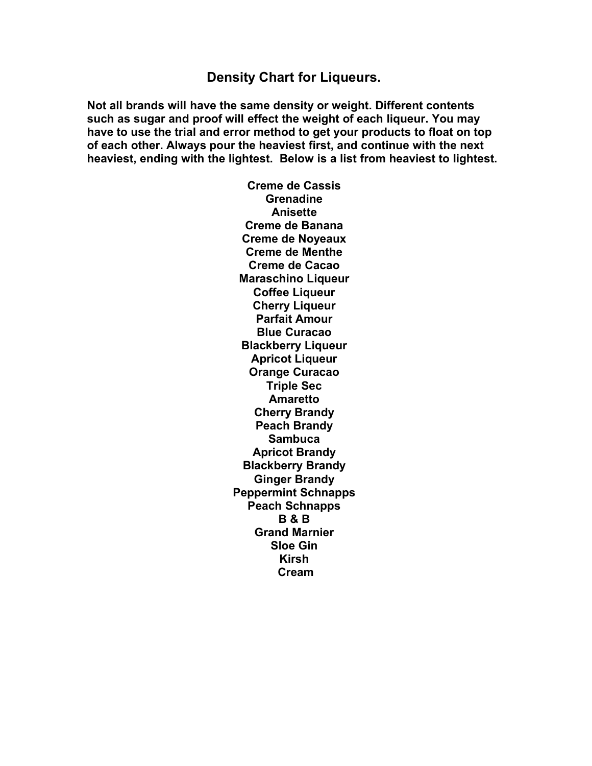# Density Chart for Liqueurs.

**Not all brands will have the same density or weight. Different contents such as sugar and proof will effect the weight of each liqueur. You may have to use the trial and error method to get your products to float on top of each other. Always pour the heaviest first, and continue with the next heaviest, ending with the lightest. Below is a list from heaviest to lightest.**

**Creme de Cassis**
**Grenadine**
**Anisette**
**Creme de Banana**
**Creme de Noyeaux**
**Creme de Menthe**
**Creme de Cacao**
**Maraschino Liqueur**
**Coffee Liqueur**
**Cherry Liqueur**
**Parfait Amour**
**Blue Curacao**
**Blackberry Liqueur**
**Apricot Liqueur**
**Orange Curacao**
**Triple Sec**
**Amaretto**
**Cherry Brandy**
**Peach Brandy**
**Sambuca**
**Apricot Brandy**
**Blackberry Brandy**
**Ginger Brandy**
**Peppermint Schnapps**
**Peach Schnapps**
**B & B**
**Grand Marnier**
**Sloe Gin**
**Kirsh**
**Cream**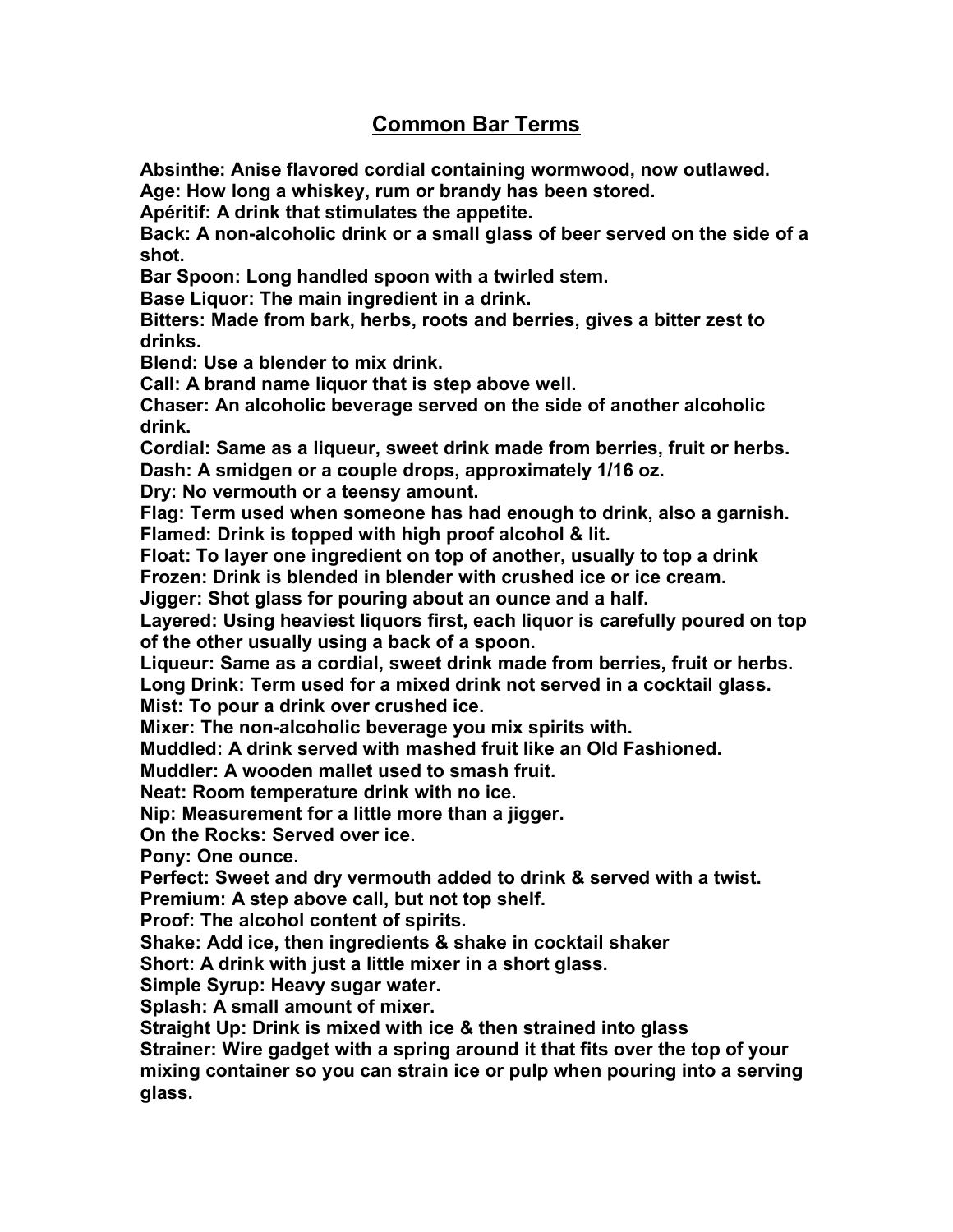## Common Bar Terms

**Absinthe: Anise flavored cordial containing wormwood, now outlawed.**
**Age: How long a whiskey, rum or brandy has been stored.**
**Apéritif: A drink that stimulates the appetite.**
**Back: A non-alcoholic drink or a small glass of beer served on the side of a shot.**
**Bar Spoon: Long handled spoon with a twirled stem.**
**Base Liquor: The main ingredient in a drink.**
**Bitters: Made from bark, herbs, roots and berries, gives a bitter zest to drinks.**
**Blend: Use a blender to mix drink.**
**Call: A brand name liquor that is step above well.**
**Chaser: An alcoholic beverage served on the side of another alcoholic drink.**
**Cordial: Same as a liqueur, sweet drink made from berries, fruit or herbs.**
**Dash: A smidgen or a couple drops, approximately 1/16 oz.**
**Dry: No vermouth or a teensy amount.**
**Flag: Term used when someone has had enough to drink, also a garnish.**
**Flamed: Drink is topped with high proof alcohol & lit.**
**Float: To layer one ingredient on top of another, usually to top a drink**
**Frozen: Drink is blended in blender with crushed ice or ice cream.**
**Jigger: Shot glass for pouring about an ounce and a half.**
**Layered: Using heaviest liquors first, each liquor is carefully poured on top of the other usually using a back of a spoon.**
**Liqueur: Same as a cordial, sweet drink made from berries, fruit or herbs.**
**Long Drink: Term used for a mixed drink not served in a cocktail glass.**
**Mist: To pour a drink over crushed ice.**
**Mixer: The non-alcoholic beverage you mix spirits with.**
**Muddled: A drink served with mashed fruit like an Old Fashioned.**
**Muddler: A wooden mallet used to smash fruit.**
**Neat: Room temperature drink with no ice.**
**Nip: Measurement for a little more than a jigger.**
**On the Rocks: Served over ice.**
**Pony: One ounce.**
**Perfect: Sweet and dry vermouth added to drink & served with a twist.**
**Premium: A step above call, but not top shelf.**
**Proof: The alcohol content of spirits.**
**Shake: Add ice, then ingredients & shake in cocktail shaker**
**Short: A drink with just a little mixer in a short glass.**
**Simple Syrup: Heavy sugar water.**
**Splash: A small amount of mixer.**
**Straight Up: Drink is mixed with ice & then strained into glass**
**Strainer: Wire gadget with a spring around it that fits over the top of your mixing container so you can strain ice or pulp when pouring into a serving glass.**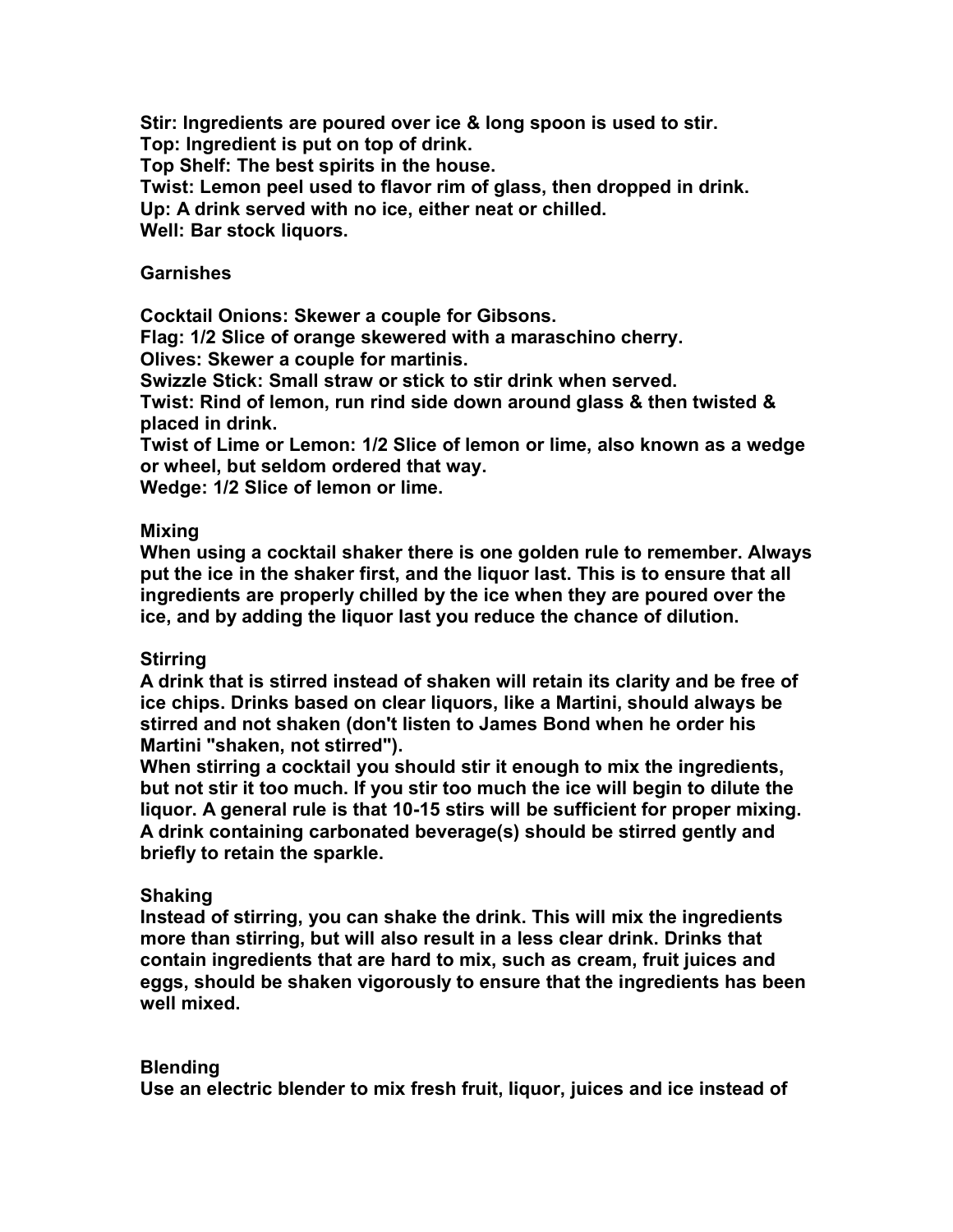**Stir: Ingredients are poured over ice & long spoon is used to stir.**
**Top: Ingredient is put on top of drink.**
**Top Shelf: The best spirits in the house.**
**Twist: Lemon peel used to flavor rim of glass, then dropped in drink.**
**Up: A drink served with no ice, either neat or chilled.**
**Well: Bar stock liquors.**

### Garnishes

**Cocktail Onions: Skewer a couple for Gibsons.**
**Flag: 1/2 Slice of orange skewered with a maraschino cherry.**
**Olives: Skewer a couple for martinis.**
**Swizzle Stick: Small straw or stick to stir drink when served.**
**Twist: Rind of lemon, run rind side down around glass & then twisted & placed in drink.**
**Twist of Lime or Lemon: 1/2 Slice of lemon or lime, also known as a wedge or wheel, but seldom ordered that way.**
**Wedge: 1/2 Slice of lemon or lime.**

### Mixing

**When using a cocktail shaker there is one golden rule to remember. Always put the ice in the shaker first, and the liquor last. This is to ensure that all ingredients are properly chilled by the ice when they are poured over the ice, and by adding the liquor last you reduce the chance of dilution.**

### Stirring

**A drink that is stirred instead of shaken will retain its clarity and be free of ice chips. Drinks based on clear liquors, like a Martini, should always be stirred and not shaken (don't listen to James Bond when he order his Martini "shaken, not stirred").**
**When stirring a cocktail you should stir it enough to mix the ingredients, but not stir it too much. If you stir too much the ice will begin to dilute the liquor. A general rule is that 10-15 stirs will be sufficient for proper mixing. A drink containing carbonated beverage(s) should be stirred gently and briefly to retain the sparkle.**

### Shaking

**Instead of stirring, you can shake the drink. This will mix the ingredients more than stirring, but will also result in a less clear drink. Drinks that contain ingredients that are hard to mix, such as cream, fruit juices and eggs, should be shaken vigorously to ensure that the ingredients has been well mixed.**

### Blending

**Use an electric blender to mix fresh fruit, liquor, juices and ice instead of**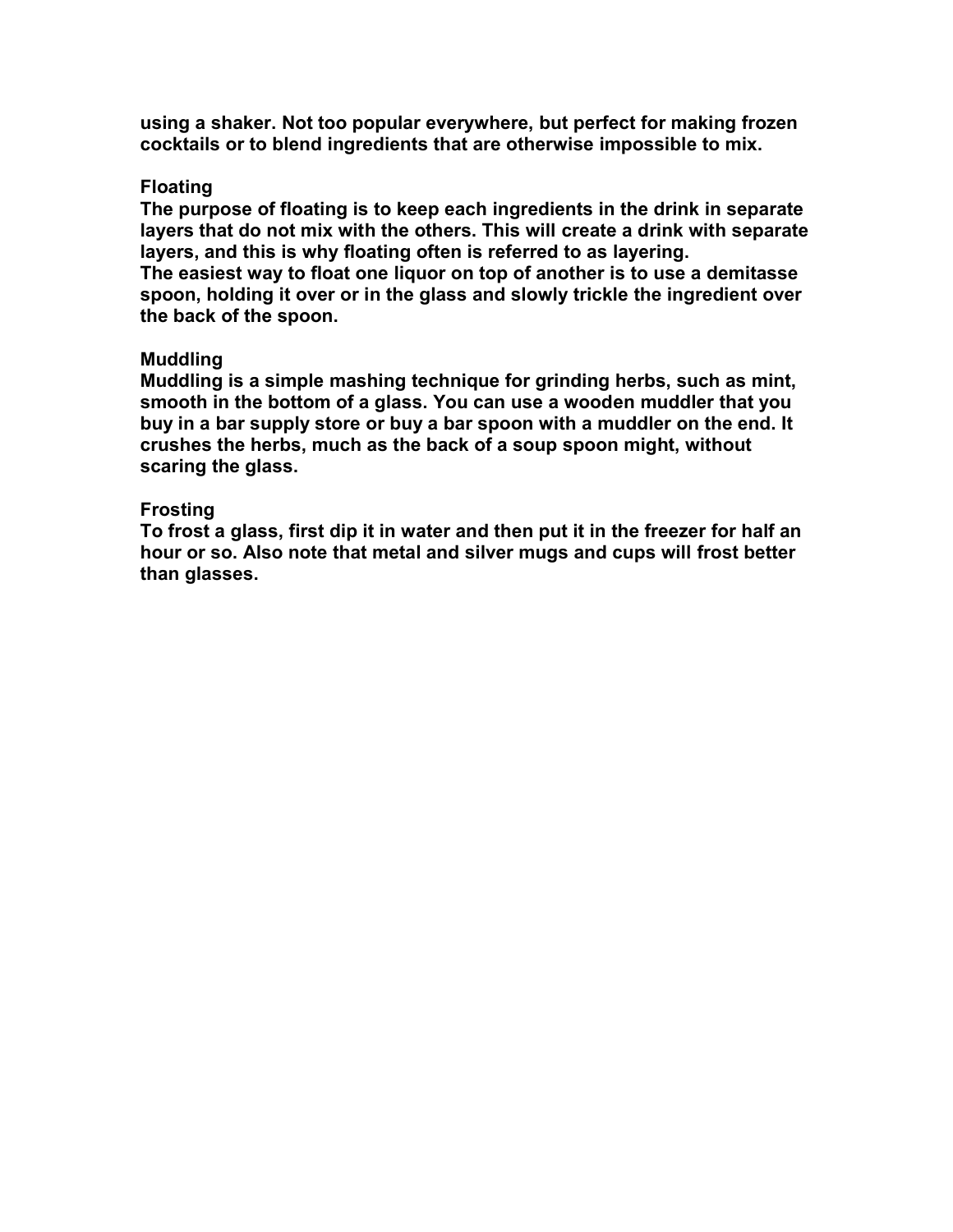**using a shaker. Not too popular everywhere, but perfect for making frozen cocktails or to blend ingredients that are otherwise impossible to mix.**

### Floating

**The purpose of floating is to keep each ingredients in the drink in separate layers that do not mix with the others. This will create a drink with separate layers, and this is why floating often is referred to as layering.**
**The easiest way to float one liquor on top of another is to use a demitasse spoon, holding it over or in the glass and slowly trickle the ingredient over the back of the spoon.**

### Muddling

**Muddling is a simple mashing technique for grinding herbs, such as mint, smooth in the bottom of a glass. You can use a wooden muddler that you buy in a bar supply store or buy a bar spoon with a muddler on the end. It crushes the herbs, much as the back of a soup spoon might, without scaring the glass.**

### Frosting

**To frost a glass, first dip it in water and then put it in the freezer for half an hour or so. Also note that metal and silver mugs and cups will frost better than glasses.**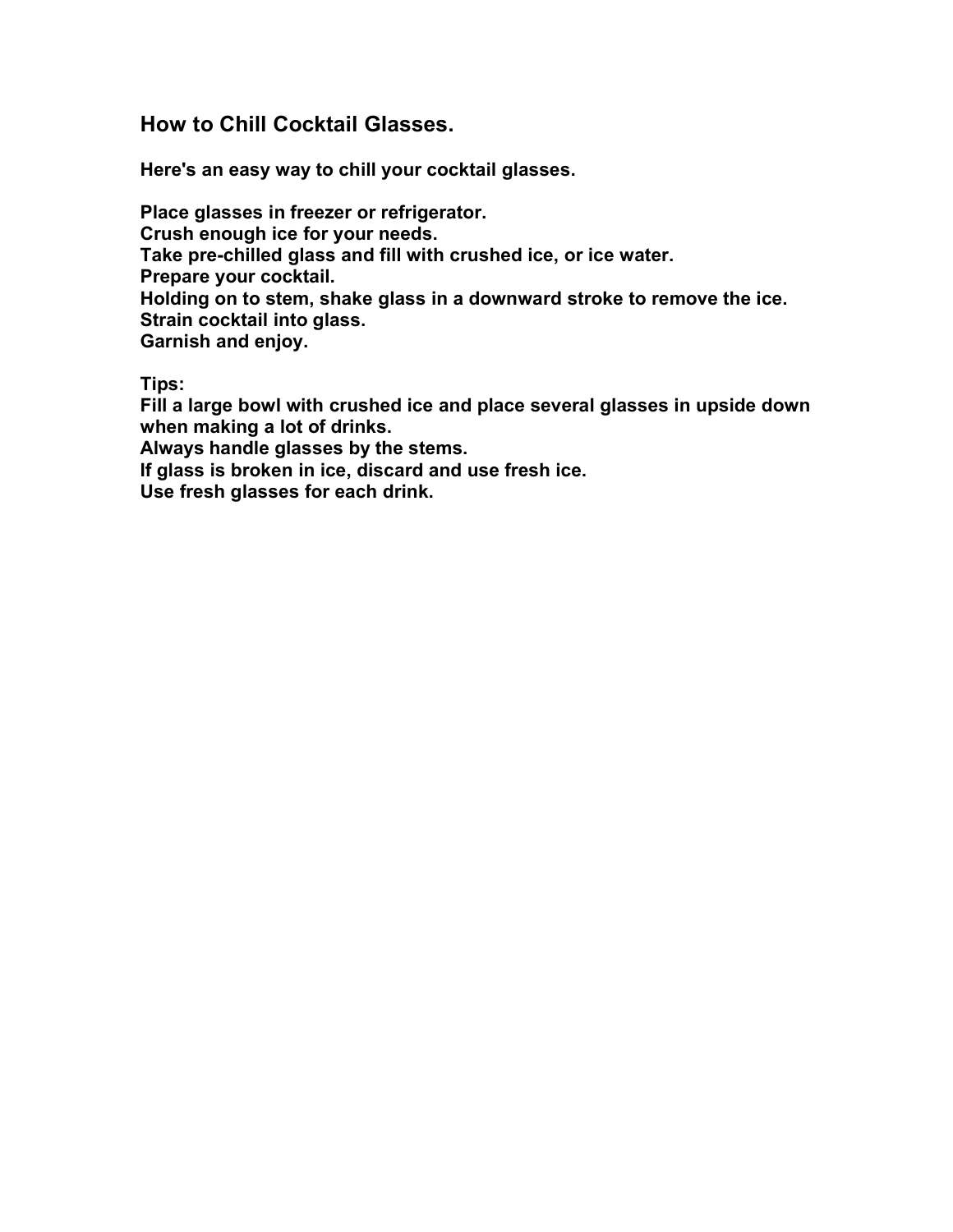## How to Chill Cocktail Glasses.

**Here's an easy way to chill your cocktail glasses.**

**Place glasses in freezer or refrigerator.**
**Crush enough ice for your needs.**
**Take pre-chilled glass and fill with crushed ice, or ice water.**
**Prepare your cocktail.**
**Holding on to stem, shake glass in a downward stroke to remove the ice.**
**Strain cocktail into glass.**
**Garnish and enjoy.**

**Tips:**
**Fill a large bowl with crushed ice and place several glasses in upside down when making a lot of drinks.**
**Always handle glasses by the stems.**
**If glass is broken in ice, discard and use fresh ice.**
**Use fresh glasses for each drink.**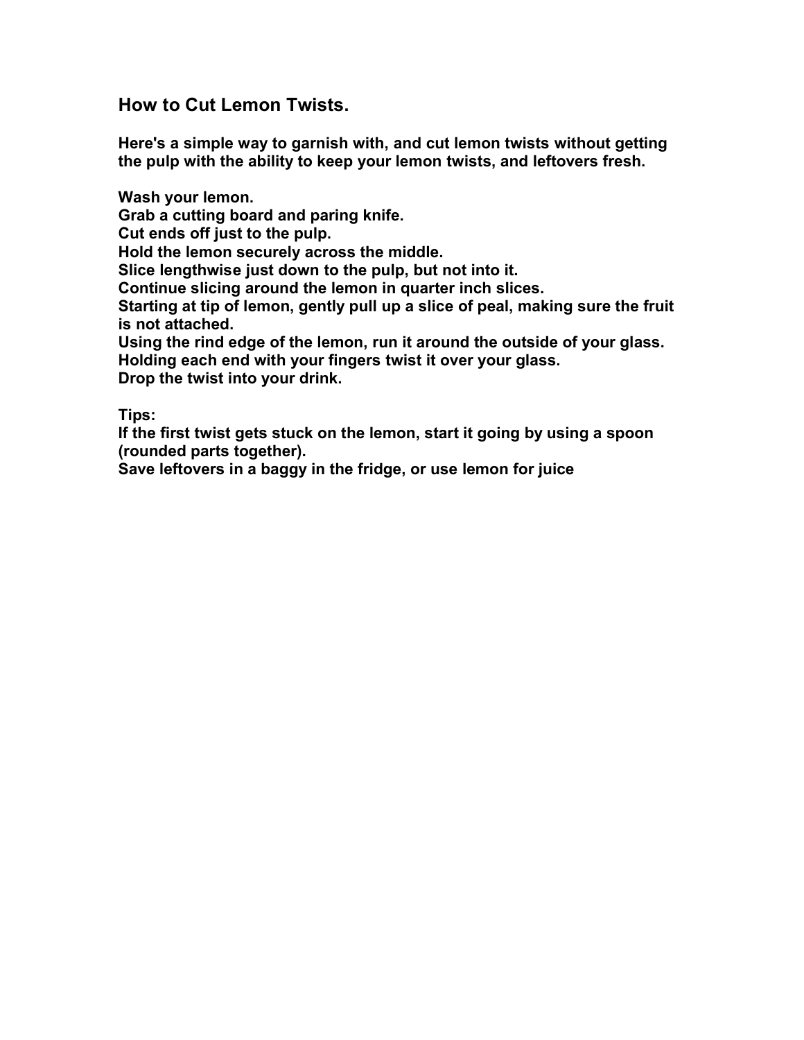## How to Cut Lemon Twists.

**Here's a simple way to garnish with, and cut lemon twists without getting the pulp with the ability to keep your lemon twists, and leftovers fresh.**

**Wash your lemon.**
**Grab a cutting board and paring knife.**
**Cut ends off just to the pulp.**
**Hold the lemon securely across the middle.**
**Slice lengthwise just down to the pulp, but not into it.**
**Continue slicing around the lemon in quarter inch slices.**
**Starting at tip of lemon, gently pull up a slice of peal, making sure the fruit is not attached.**
**Using the rind edge of the lemon, run it around the outside of your glass.**
**Holding each end with your fingers twist it over your glass.**
**Drop the twist into your drink.**

**Tips:**
**If the first twist gets stuck on the lemon, start it going by using a spoon (rounded parts together).**
**Save leftovers in a baggy in the fridge, or use lemon for juice**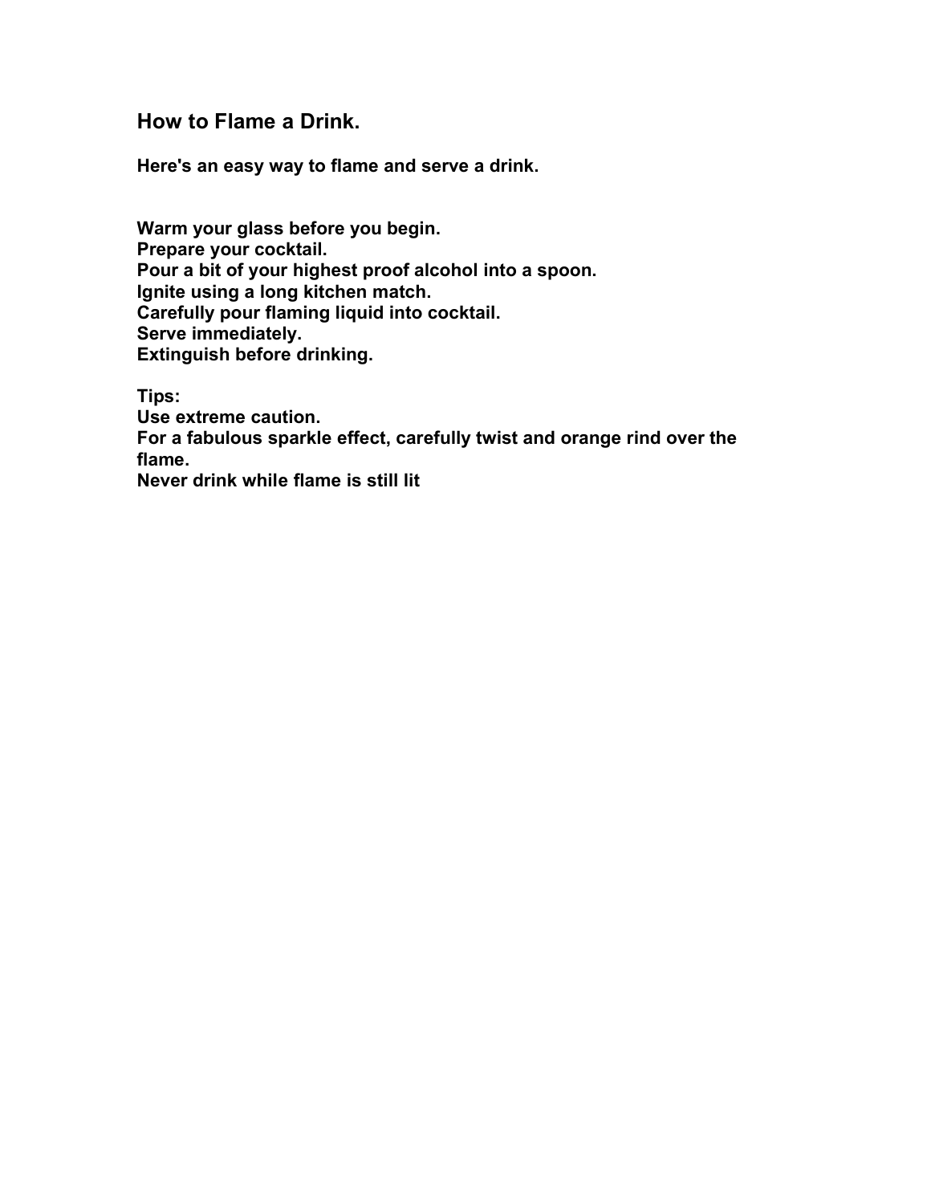## How to Flame a Drink.

**Here's an easy way to flame and serve a drink.**

**Warm your glass before you begin.**
**Prepare your cocktail.**
**Pour a bit of your highest proof alcohol into a spoon.**
**Ignite using a long kitchen match.**
**Carefully pour flaming liquid into cocktail.**
**Serve immediately.**
**Extinguish before drinking.**

**Tips:**
**Use extreme caution.**
**For a fabulous sparkle effect, carefully twist and orange rind over the flame.**
**Never drink while flame is still lit**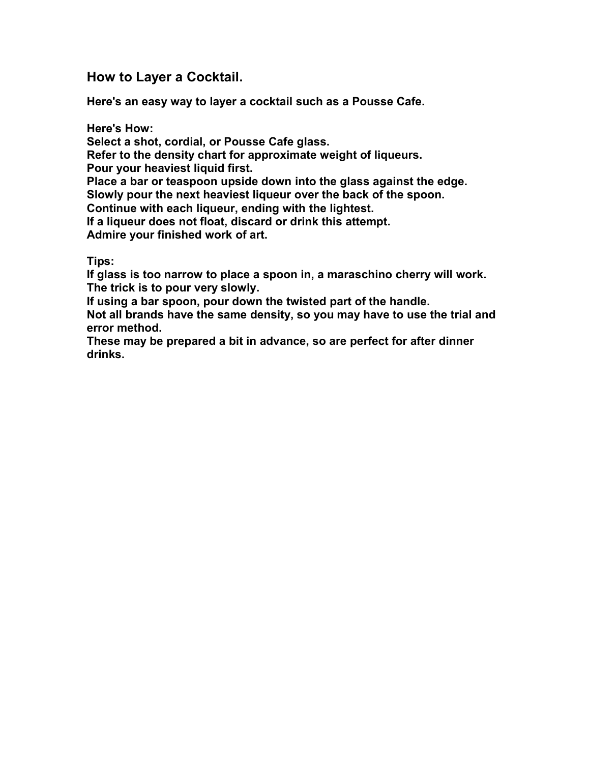## How to Layer a Cocktail.

**Here's an easy way to layer a cocktail such as a Pousse Cafe.**

**Here's How:**
**Select a shot, cordial, or Pousse Cafe glass.**
**Refer to the density chart for approximate weight of liqueurs.**
**Pour your heaviest liquid first.**
**Place a bar or teaspoon upside down into the glass against the edge.**
**Slowly pour the next heaviest liqueur over the back of the spoon.**
**Continue with each liqueur, ending with the lightest.**
**If a liqueur does not float, discard or drink this attempt.**
**Admire your finished work of art.**

**Tips:**
**If glass is too narrow to place a spoon in, a maraschino cherry will work.**
**The trick is to pour very slowly.**
**If using a bar spoon, pour down the twisted part of the handle.**
**Not all brands have the same density, so you may have to use the trial and error method.**
**These may be prepared a bit in advance, so are perfect for after dinner drinks.**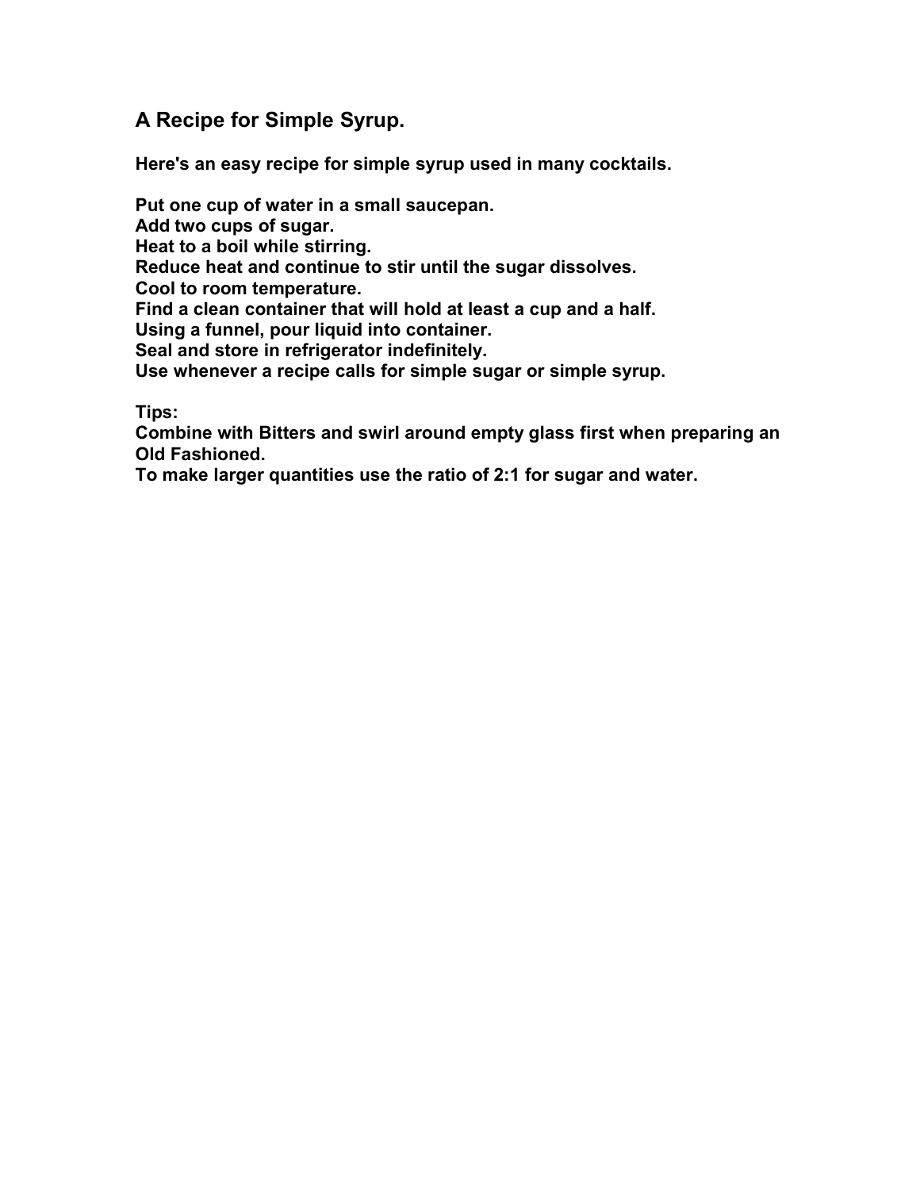## A Recipe for Simple Syrup.

**Here's an easy recipe for simple syrup used in many cocktails.**

**Put one cup of water in a small saucepan.**
**Add two cups of sugar.**
**Heat to a boil while stirring.**
**Reduce heat and continue to stir until the sugar dissolves.**
**Cool to room temperature.**
**Find a clean container that will hold at least a cup and a half.**
**Using a funnel, pour liquid into container.**
**Seal and store in refrigerator indefinitely.**
**Use whenever a recipe calls for simple sugar or simple syrup.**

**Tips:**
**Combine with Bitters and swirl around empty glass first when preparing an Old Fashioned.**
**To make larger quantities use the ratio of 2:1 for sugar and water.**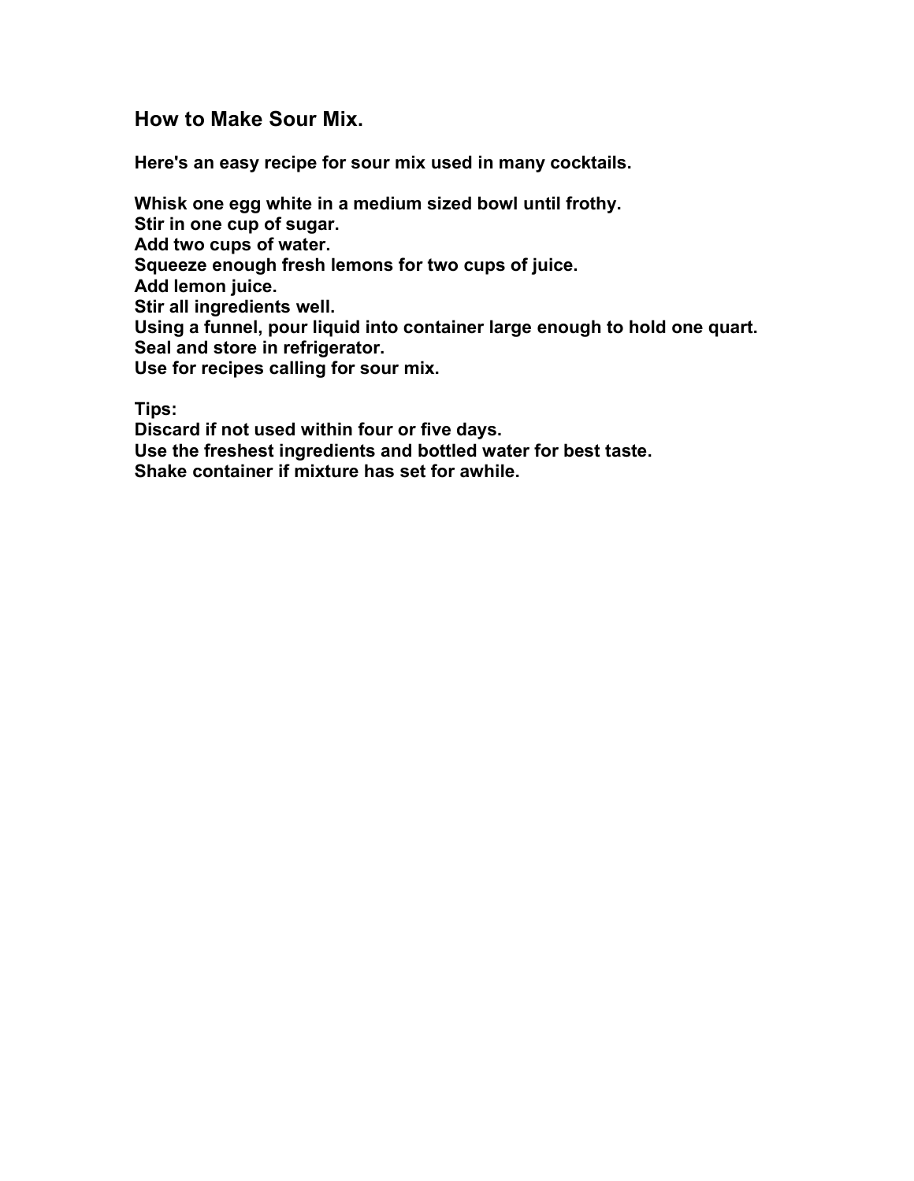## How to Make Sour Mix.

**Here's an easy recipe for sour mix used in many cocktails.**

**Whisk one egg white in a medium sized bowl until frothy.**
**Stir in one cup of sugar.**
**Add two cups of water.**
**Squeeze enough fresh lemons for two cups of juice.**
**Add lemon juice.**
**Stir all ingredients well.**
**Using a funnel, pour liquid into container large enough to hold one quart.**
**Seal and store in refrigerator.**
**Use for recipes calling for sour mix.**

**Tips:**
**Discard if not used within four or five days.**
**Use the freshest ingredients and bottled water for best taste.**
**Shake container if mixture has set for awhile.**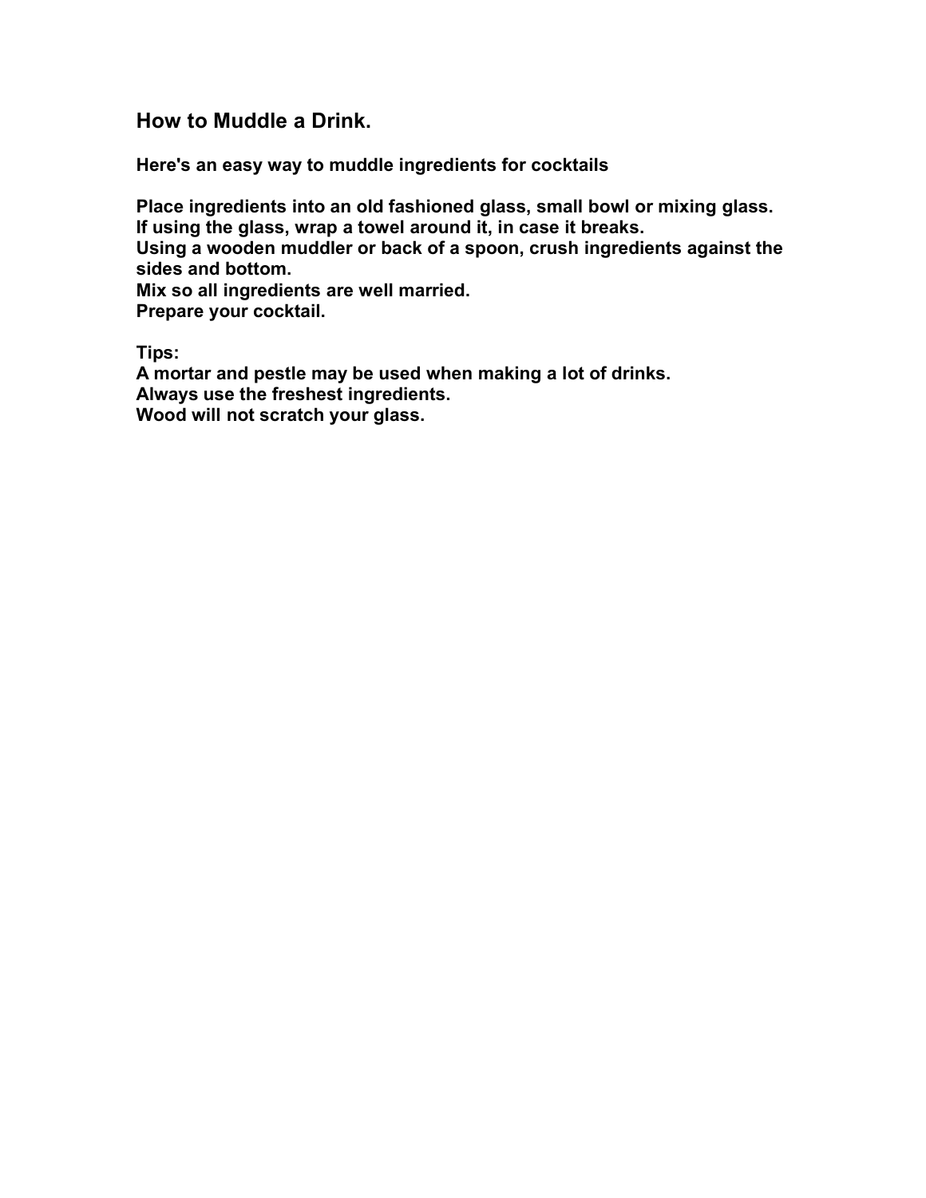# How to Muddle a Drink.

**Here's an easy way to muddle ingredients for cocktails**

**Place ingredients into an old fashioned glass, small bowl or mixing glass.**
**If using the glass, wrap a towel around it, in case it breaks.**
**Using a wooden muddler or back of a spoon, crush ingredients against the sides and bottom.**
**Mix so all ingredients are well married.**
**Prepare your cocktail.**

**Tips:**
**A mortar and pestle may be used when making a lot of drinks.**
**Always use the freshest ingredients.**
**Wood will not scratch your glass.**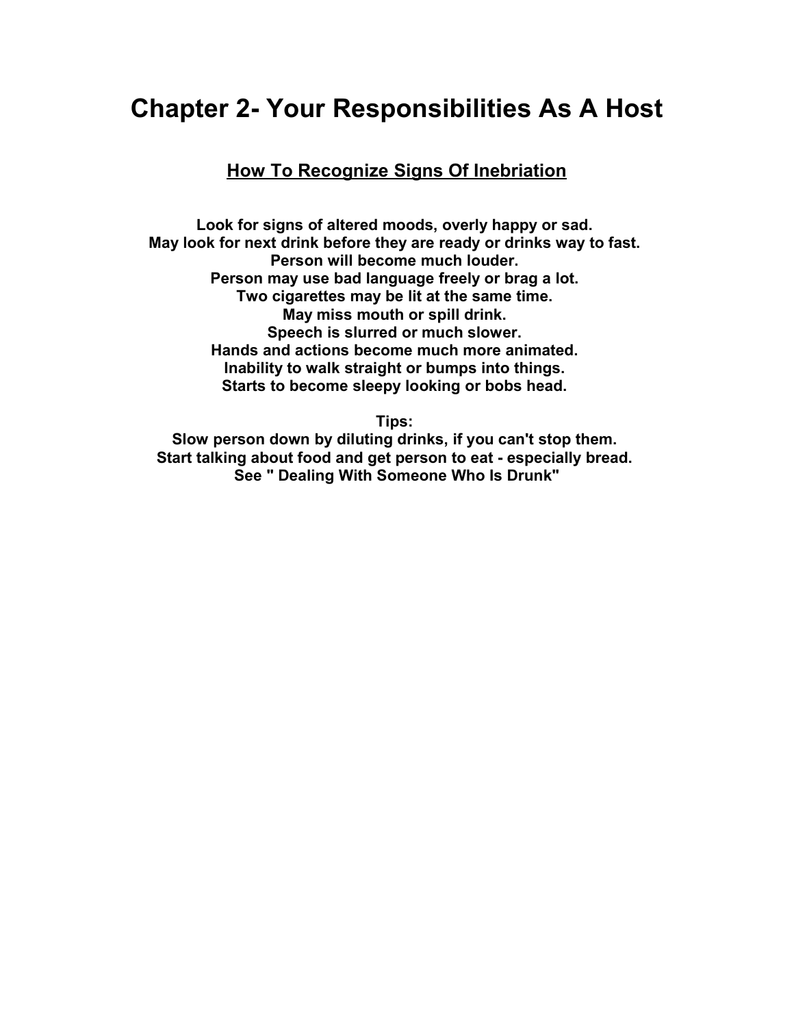# Chapter 2- Your Responsibilities As A Host

## How To Recognize Signs Of Inebriation

**Look for signs of altered moods, overly happy or sad.**
**May look for next drink before they are ready or drinks way to fast.**
**Person will become much louder.**
**Person may use bad language freely or brag a lot.**
**Two cigarettes may be lit at the same time.**
**May miss mouth or spill drink.**
**Speech is slurred or much slower.**
**Hands and actions become much more animated.**
**Inability to walk straight or bumps into things.**
**Starts to become sleepy looking or bobs head.**

**Tips:**
**Slow person down by diluting drinks, if you can't stop them.**
**Start talking about food and get person to eat - especially bread.**
**See " Dealing With Someone Who Is Drunk"**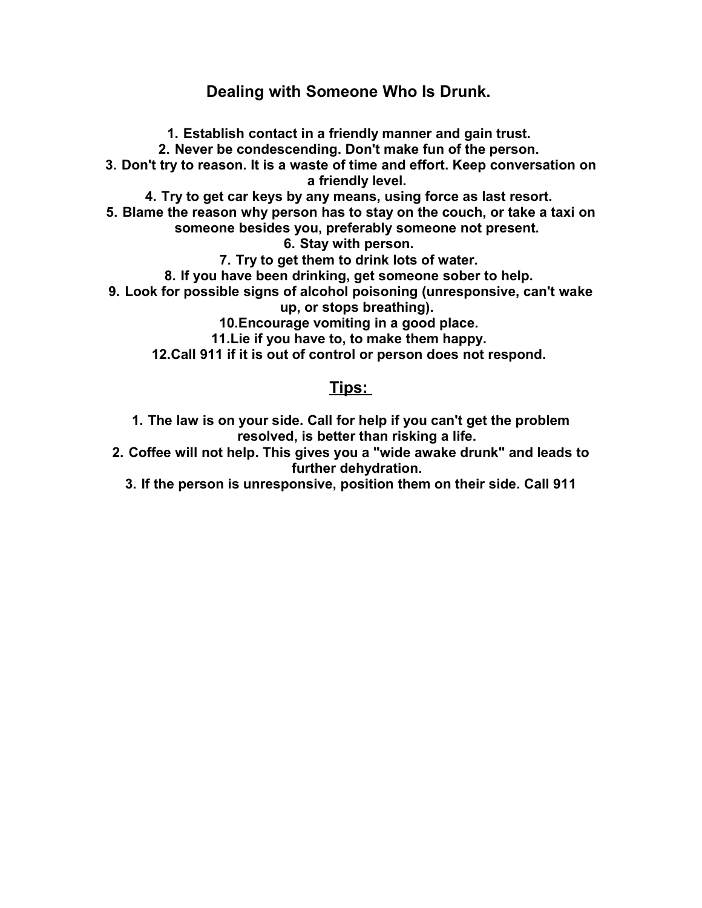# Dealing with Someone Who Is Drunk.

1. Establish contact in a friendly manner and gain trust.
2. Never be condescending. Don't make fun of the person.
3. Don't try to reason. It is a waste of time and effort. Keep conversation on a friendly level.
4. Try to get car keys by any means, using force as last resort.
5. Blame the reason why person has to stay on the couch, or take a taxi on someone besides you, preferably someone not present.
6. Stay with person.
7. Try to get them to drink lots of water.
8. If you have been drinking, get someone sober to help.
9. Look for possible signs of alcohol poisoning (unresponsive, can't wake up, or stops breathing).
10. Encourage vomiting in a good place.
11. Lie if you have to, to make them happy.
12. Call 911 if it is out of control or person does not respond.

## Tips:

1. The law is on your side. Call for help if you can't get the problem resolved, is better than risking a life.
2. Coffee will not help. This gives you a "wide awake drunk" and leads to further dehydration.
3. If the person is unresponsive, position them on their side. Call 911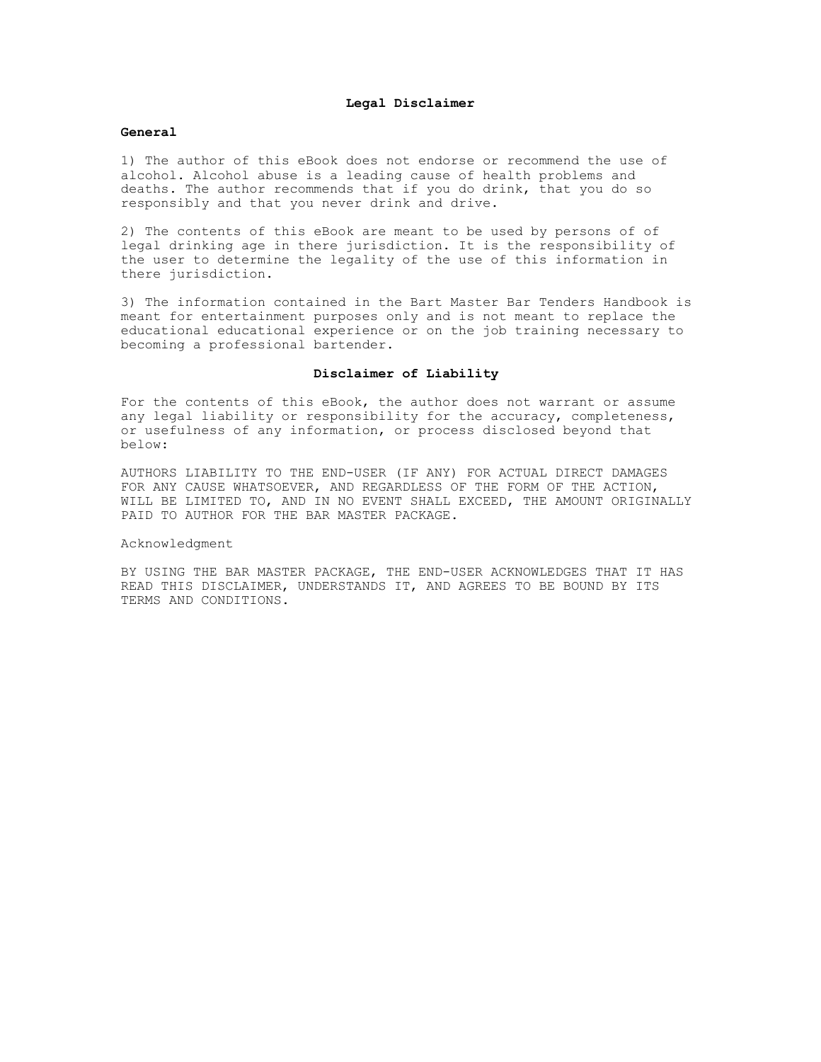## Legal Disclaimer

### General

1) The author of this eBook does not endorse or recommend the use of alcohol. Alcohol abuse is a leading cause of health problems and deaths. The author recommends that if you do drink, that you do so responsibly and that you never drink and drive.

2) The contents of this eBook are meant to be used by persons of of legal drinking age in there jurisdiction. It is the responsibility of the user to determine the legality of the use of this information in there jurisdiction.

3) The information contained in the Bart Master Bar Tenders Handbook is meant for entertainment purposes only and is not meant to replace the educational educational experience or on the job training necessary to becoming a professional bartender.

## Disclaimer of Liability

For the contents of this eBook, the author does not warrant or assume any legal liability or responsibility for the accuracy, completeness, or usefulness of any information, or process disclosed beyond that below:

AUTHORS LIABILITY TO THE END-USER (IF ANY) FOR ACTUAL DIRECT DAMAGES FOR ANY CAUSE WHATSOEVER, AND REGARDLESS OF THE FORM OF THE ACTION, WILL BE LIMITED TO, AND IN NO EVENT SHALL EXCEED, THE AMOUNT ORIGINALLY PAID TO AUTHOR FOR THE BAR MASTER PACKAGE.

Acknowledgment

BY USING THE BAR MASTER PACKAGE, THE END-USER ACKNOWLEDGES THAT IT HAS READ THIS DISCLAIMER, UNDERSTANDS IT, AND AGREES TO BE BOUND BY ITS TERMS AND CONDITIONS.